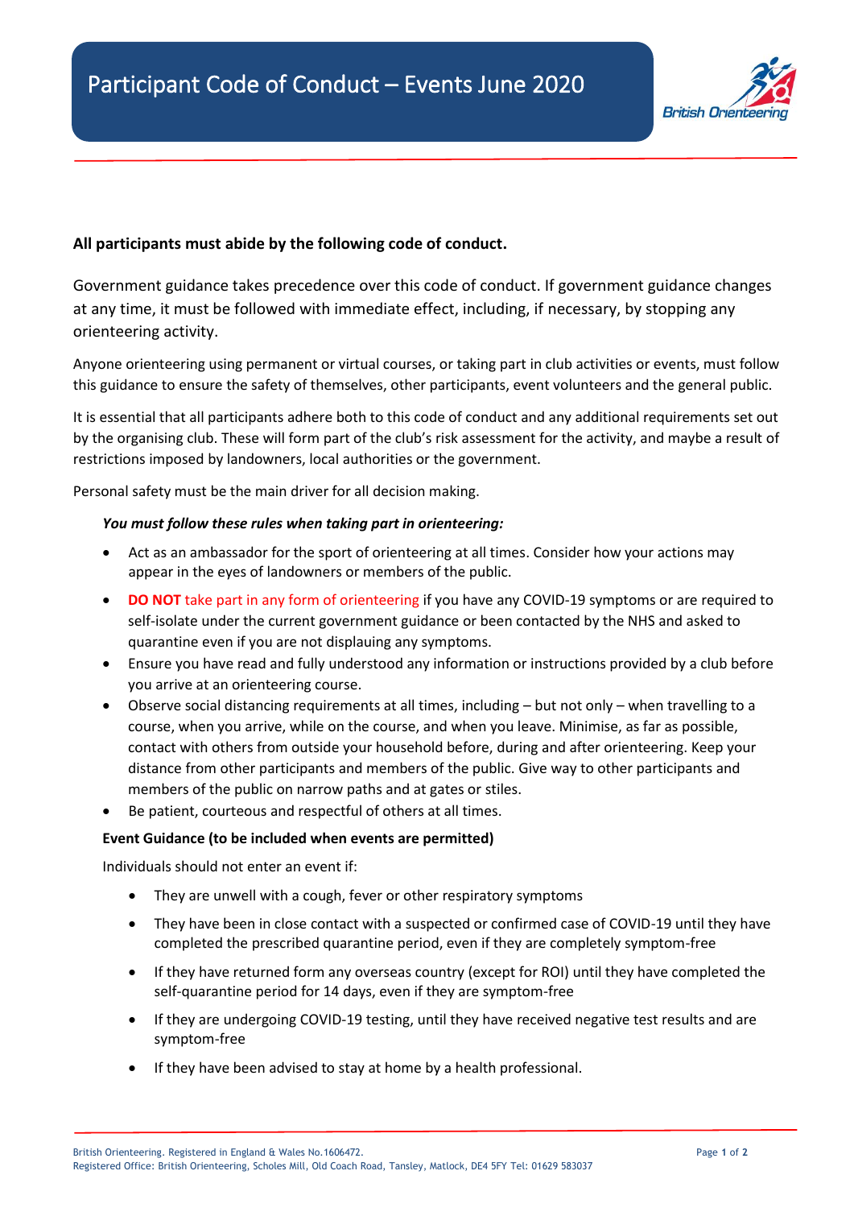# Participant Code of Conduct – Events June 2020

**All participants must abide by the following code of conduct.**

Government guidance takes precedence over this code of conduct. If government guidance changes at any time, it must be followed with immediate effect, including, if necessary, by stopping any orienteering activity.

Anyone orienteering using permanent or virtual courses, or taking part in club activities or events, must follow this guidance to ensure the safety of themselves, other participants, event volunteers and the general public.

It is essential that all participants adhere both to this code of conduct and any additional requirements set out by the organising club. These will form part of the club's risk assessment for the activity, and maybe a result of restrictions imposed by landowners, local authorities or the government.

Personal safety must be the main driver for all decision making.

***You must follow these rules when taking part in orienteering:***

- Act as an ambassador for the sport of orienteering at all times. Consider how your actions may appear in the eyes of landowners or members of the public.
- **DO NOT** take part in any form of orienteering if you have any COVID-19 symptoms or are required to self-isolate under the current government guidance or been contacted by the NHS and asked to quarantine even if you are not displauing any symptoms.
- Ensure you have read and fully understood any information or instructions provided by a club before you arrive at an orienteering course.
- Observe social distancing requirements at all times, including – but not only – when travelling to a course, when you arrive, while on the course, and when you leave. Minimise, as far as possible, contact with others from outside your household before, during and after orienteering. Keep your distance from other participants and members of the public. Give way to other participants and members of the public on narrow paths and at gates or stiles.
- Be patient, courteous and respectful of others at all times.

**Event Guidance (to be included when events are permitted)**

Individuals should not enter an event if:

- They are unwell with a cough, fever or other respiratory symptoms
- They have been in close contact with a suspected or confirmed case of COVID-19 until they have completed the prescribed quarantine period, even if they are completely symptom-free
- If they have returned form any overseas country (except for ROI) until they have completed the self-quarantine period for 14 days, even if they are symptom-free
- If they are undergoing COVID-19 testing, until they have received negative test results and are symptom-free
- If they have been advised to stay at home by a health professional.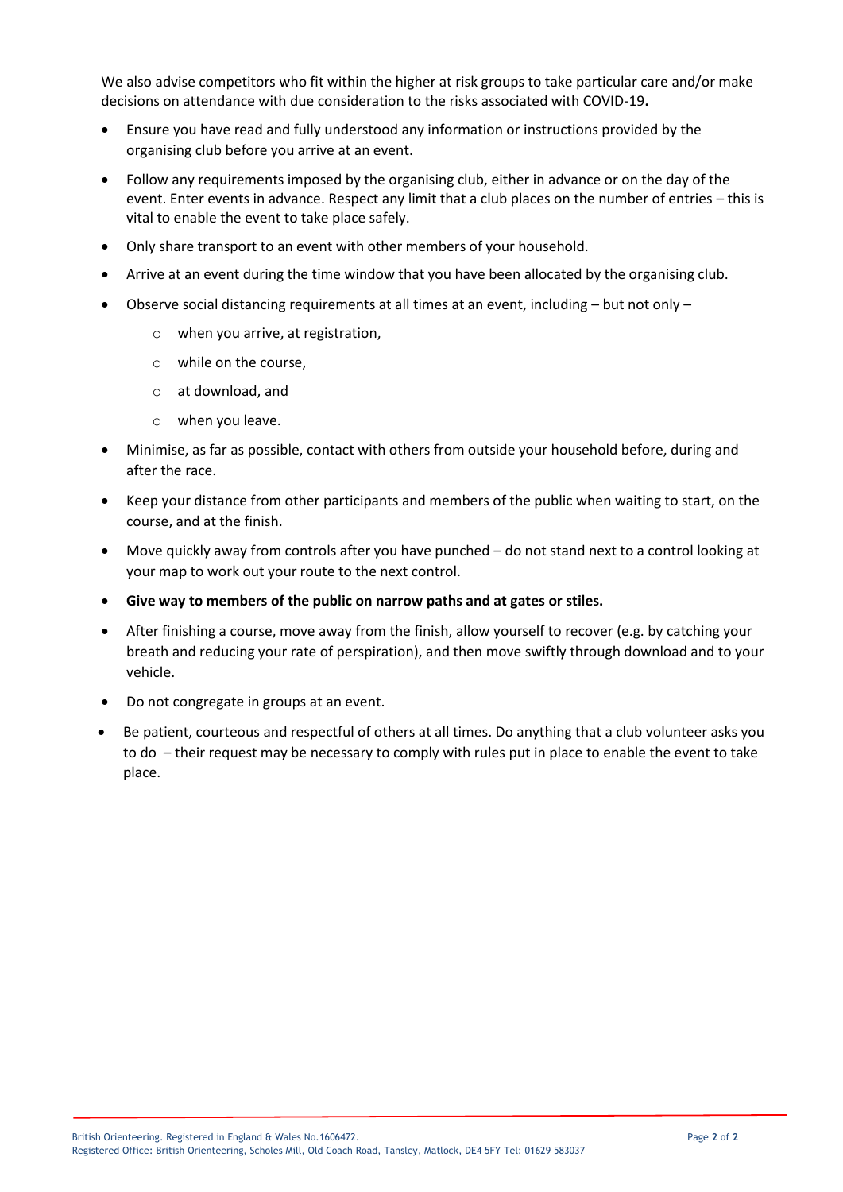We also advise competitors who fit within the higher at risk groups to take particular care and/or make decisions on attendance with due consideration to the risks associated with COVID-19**.**

- Ensure you have read and fully understood any information or instructions provided by the organising club before you arrive at an event.
- Follow any requirements imposed by the organising club, either in advance or on the day of the event. Enter events in advance. Respect any limit that a club places on the number of entries – this is vital to enable the event to take place safely.
- Only share transport to an event with other members of your household.
- Arrive at an event during the time window that you have been allocated by the organising club.
- Observe social distancing requirements at all times at an event, including – but not only –
    - when you arrive, at registration,
    - while on the course,
    - at download, and
    - when you leave.
- Minimise, as far as possible, contact with others from outside your household before, during and after the race.
- Keep your distance from other participants and members of the public when waiting to start, on the course, and at the finish.
- Move quickly away from controls after you have punched – do not stand next to a control looking at your map to work out your route to the next control.
- **Give way to members of the public on narrow paths and at gates or stiles.**
- After finishing a course, move away from the finish, allow yourself to recover (e.g. by catching your breath and reducing your rate of perspiration), and then move swiftly through download and to your vehicle.
- Do not congregate in groups at an event.
- Be patient, courteous and respectful of others at all times. Do anything that a club volunteer asks you to do – their request may be necessary to comply with rules put in place to enable the event to take place.